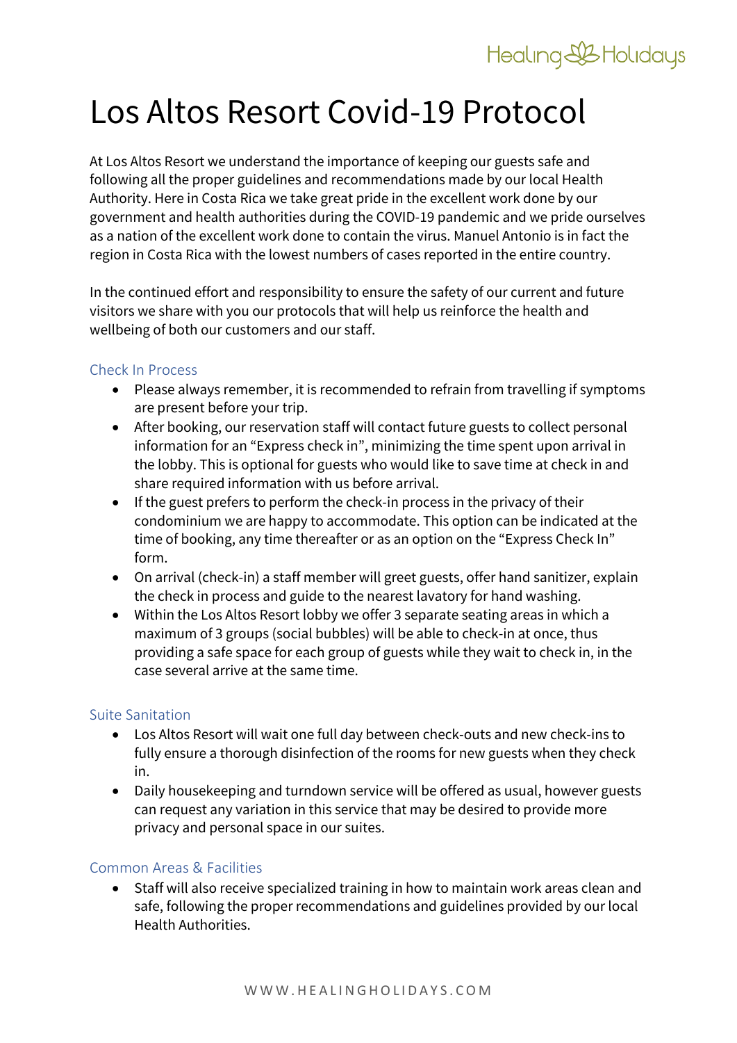# Los Altos Resort Covid-19 Protocol

At Los Altos Resort we understand the importance of keeping our guests safe and following all the proper guidelines and recommendations made by our local Health Authority. Here in Costa Rica we take great pride in the excellent work done by our government and health authorities during the COVID-19 pandemic and we pride ourselves as a nation of the excellent work done to contain the virus. Manuel Antonio is in fact the region in Costa Rica with the lowest numbers of cases reported in the entire country.

In the continued effort and responsibility to ensure the safety of our current and future visitors we share with you our protocols that will help us reinforce the health and wellbeing of both our customers and our staff.

## Check In Process

- Please always remember, it is recommended to refrain from travelling if symptoms are present before your trip.
- After booking, our reservation staff will contact future guests to collect personal information for an "Express check in", minimizing the time spent upon arrival in the lobby. This is optional for guests who would like to save time at check in and share required information with us before arrival.
- If the guest prefers to perform the check-in process in the privacy of their condominium we are happy to accommodate. This option can be indicated at the time of booking, any time thereafter or as an option on the "Express Check In" form.
- On arrival (check-in) a staff member will greet guests, offer hand sanitizer, explain the check in process and guide to the nearest lavatory for hand washing.
- Within the Los Altos Resort lobby we offer 3 separate seating areas in which a maximum of 3 groups (social bubbles) will be able to check-in at once, thus providing a safe space for each group of guests while they wait to check in, in the case several arrive at the same time.

## Suite Sanitation

- Los Altos Resort will wait one full day between check-outs and new check-ins to fully ensure a thorough disinfection of the rooms for new guests when they check in.
- Daily housekeeping and turndown service will be offered as usual, however guests can request any variation in this service that may be desired to provide more privacy and personal space in our suites.

## Common Areas & Facilities

- Staff will also receive specialized training in how to maintain work areas clean and safe, following the proper recommendations and guidelines provided by our local Health Authorities.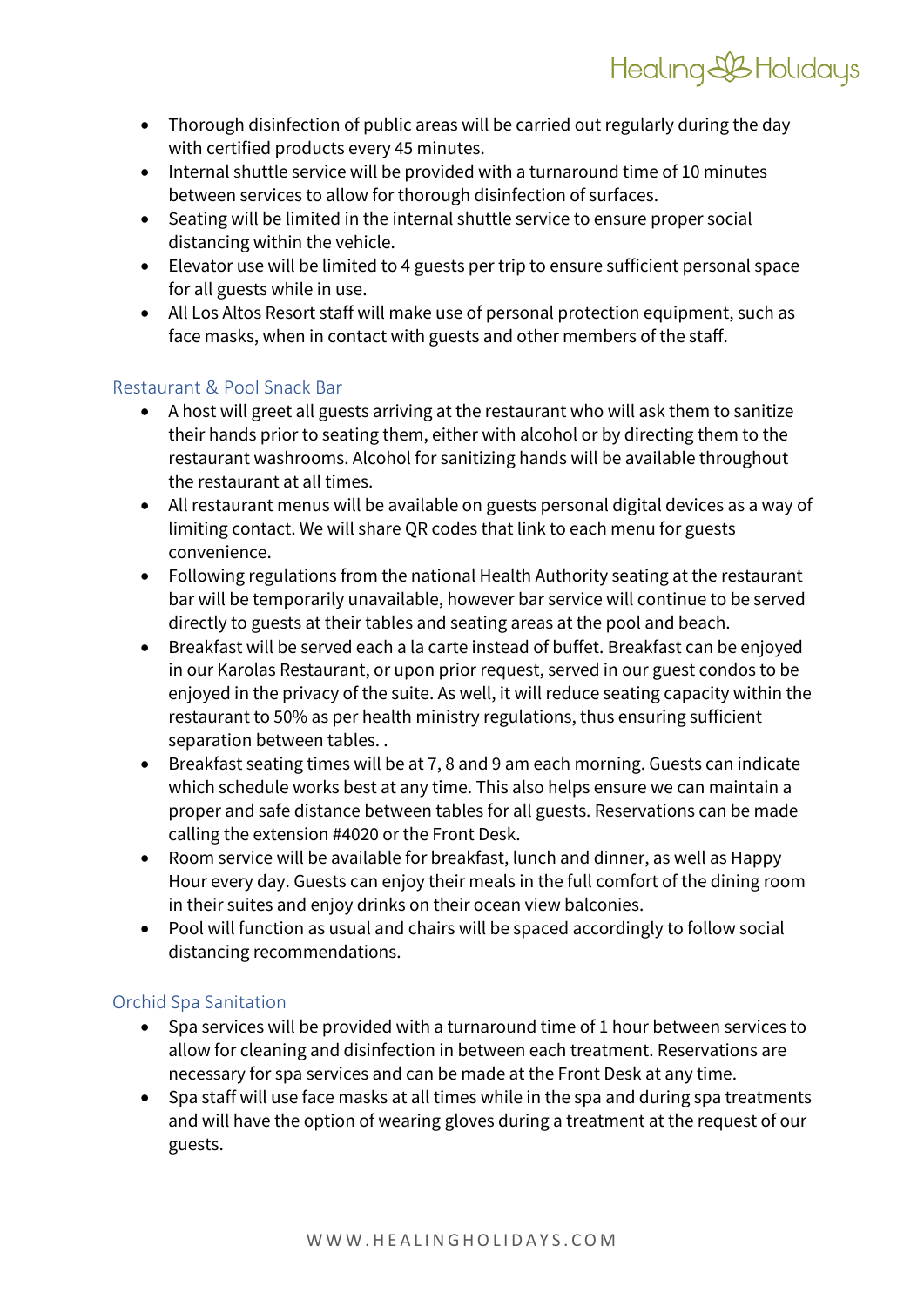- Thorough disinfection of public areas will be carried out regularly during the day with certified products every 45 minutes.
- Internal shuttle service will be provided with a turnaround time of 10 minutes between services to allow for thorough disinfection of surfaces.
- Seating will be limited in the internal shuttle service to ensure proper social distancing within the vehicle.
- Elevator use will be limited to 4 guests per trip to ensure sufficient personal space for all guests while in use.
- All Los Altos Resort staff will make use of personal protection equipment, such as face masks, when in contact with guests and other members of the staff.

## Restaurant & Pool Snack Bar

- A host will greet all guests arriving at the restaurant who will ask them to sanitize their hands prior to seating them, either with alcohol or by directing them to the restaurant washrooms. Alcohol for sanitizing hands will be available throughout the restaurant at all times.
- All restaurant menus will be available on guests personal digital devices as a way of limiting contact. We will share QR codes that link to each menu for guests convenience.
- Following regulations from the national Health Authority seating at the restaurant bar will be temporarily unavailable, however bar service will continue to be served directly to guests at their tables and seating areas at the pool and beach.
- Breakfast will be served each a la carte instead of buffet. Breakfast can be enjoyed in our Karolas Restaurant, or upon prior request, served in our guest condos to be enjoyed in the privacy of the suite. As well, it will reduce seating capacity within the restaurant to 50% as per health ministry regulations, thus ensuring sufficient separation between tables. .
- Breakfast seating times will be at 7, 8 and 9 am each morning. Guests can indicate which schedule works best at any time. This also helps ensure we can maintain a proper and safe distance between tables for all guests. Reservations can be made calling the extension #4020 or the Front Desk.
- Room service will be available for breakfast, lunch and dinner, as well as Happy Hour every day. Guests can enjoy their meals in the full comfort of the dining room in their suites and enjoy drinks on their ocean view balconies.
- Pool will function as usual and chairs will be spaced accordingly to follow social distancing recommendations.

## Orchid Spa Sanitation

- Spa services will be provided with a turnaround time of 1 hour between services to allow for cleaning and disinfection in between each treatment. Reservations are necessary for spa services and can be made at the Front Desk at any time.
- Spa staff will use face masks at all times while in the spa and during spa treatments and will have the option of wearing gloves during a treatment at the request of our guests.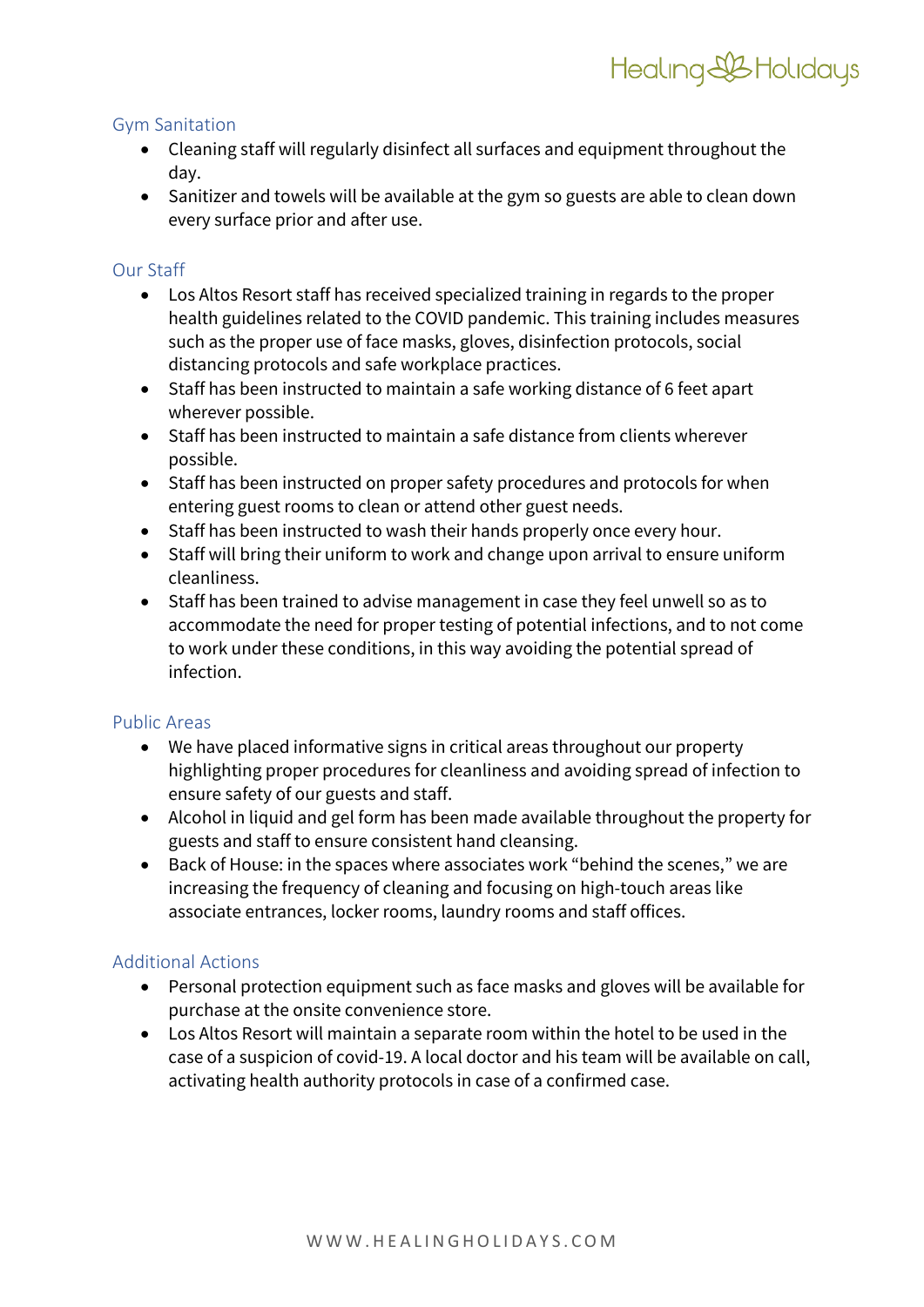## Gym Sanitation

- Cleaning staff will regularly disinfect all surfaces and equipment throughout the day.
- Sanitizer and towels will be available at the gym so guests are able to clean down every surface prior and after use.

## Our Staff

- Los Altos Resort staff has received specialized training in regards to the proper health guidelines related to the COVID pandemic. This training includes measures such as the proper use of face masks, gloves, disinfection protocols, social distancing protocols and safe workplace practices.
- Staff has been instructed to maintain a safe working distance of 6 feet apart wherever possible.
- Staff has been instructed to maintain a safe distance from clients wherever possible.
- Staff has been instructed on proper safety procedures and protocols for when entering guest rooms to clean or attend other guest needs.
- Staff has been instructed to wash their hands properly once every hour.
- Staff will bring their uniform to work and change upon arrival to ensure uniform cleanliness.
- Staff has been trained to advise management in case they feel unwell so as to accommodate the need for proper testing of potential infections, and to not come to work under these conditions, in this way avoiding the potential spread of infection.

## Public Areas

- We have placed informative signs in critical areas throughout our property highlighting proper procedures for cleanliness and avoiding spread of infection to ensure safety of our guests and staff.
- Alcohol in liquid and gel form has been made available throughout the property for guests and staff to ensure consistent hand cleansing.
- Back of House: in the spaces where associates work "behind the scenes," we are increasing the frequency of cleaning and focusing on high-touch areas like associate entrances, locker rooms, laundry rooms and staff offices.

## Additional Actions

- Personal protection equipment such as face masks and gloves will be available for purchase at the onsite convenience store.
- Los Altos Resort will maintain a separate room within the hotel to be used in the case of a suspicion of covid-19. A local doctor and his team will be available on call, activating health authority protocols in case of a confirmed case.